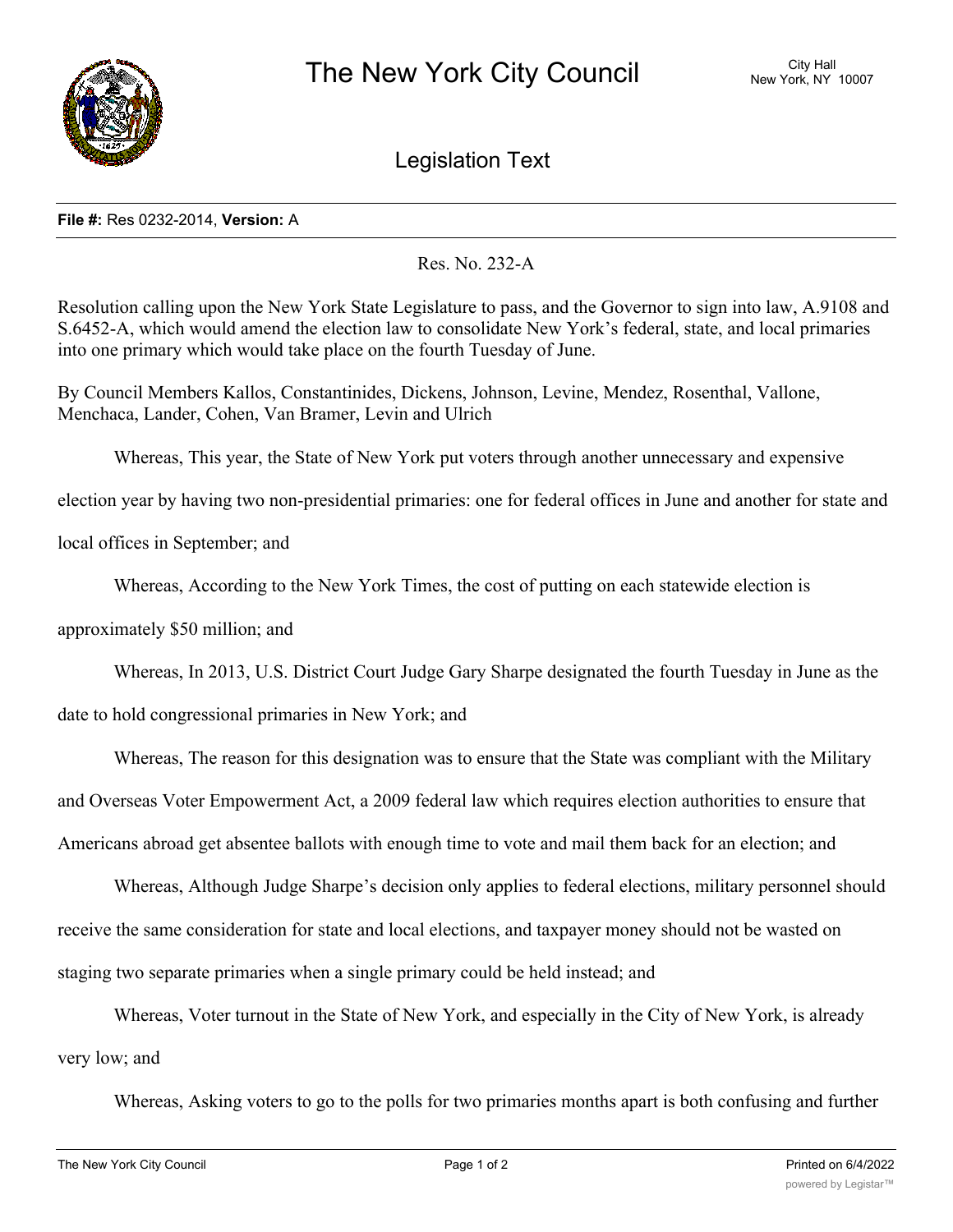# The New York City Council

City Hall
New York, NY 10007

## Legislation Text

**File #:** Res 0232-2014, **Version:** A

Res. No. 232-A

Resolution calling upon the New York State Legislature to pass, and the Governor to sign into law, A.9108 and S.6452-A, which would amend the election law to consolidate New York's federal, state, and local primaries into one primary which would take place on the fourth Tuesday of June.

By Council Members Kallos, Constantinides, Dickens, Johnson, Levine, Mendez, Rosenthal, Vallone, Menchaca, Lander, Cohen, Van Bramer, Levin and Ulrich

Whereas, This year, the State of New York put voters through another unnecessary and expensive election year by having two non-presidential primaries: one for federal offices in June and another for state and local offices in September; and

Whereas, According to the New York Times, the cost of putting on each statewide election is approximately $50 million; and

Whereas, In 2013, U.S. District Court Judge Gary Sharpe designated the fourth Tuesday in June as the date to hold congressional primaries in New York; and

Whereas, The reason for this designation was to ensure that the State was compliant with the Military and Overseas Voter Empowerment Act, a 2009 federal law which requires election authorities to ensure that Americans abroad get absentee ballots with enough time to vote and mail them back for an election; and

Whereas, Although Judge Sharpe's decision only applies to federal elections, military personnel should receive the same consideration for state and local elections, and taxpayer money should not be wasted on staging two separate primaries when a single primary could be held instead; and

Whereas, Voter turnout in the State of New York, and especially in the City of New York, is already very low; and

Whereas, Asking voters to go to the polls for two primaries months apart is both confusing and further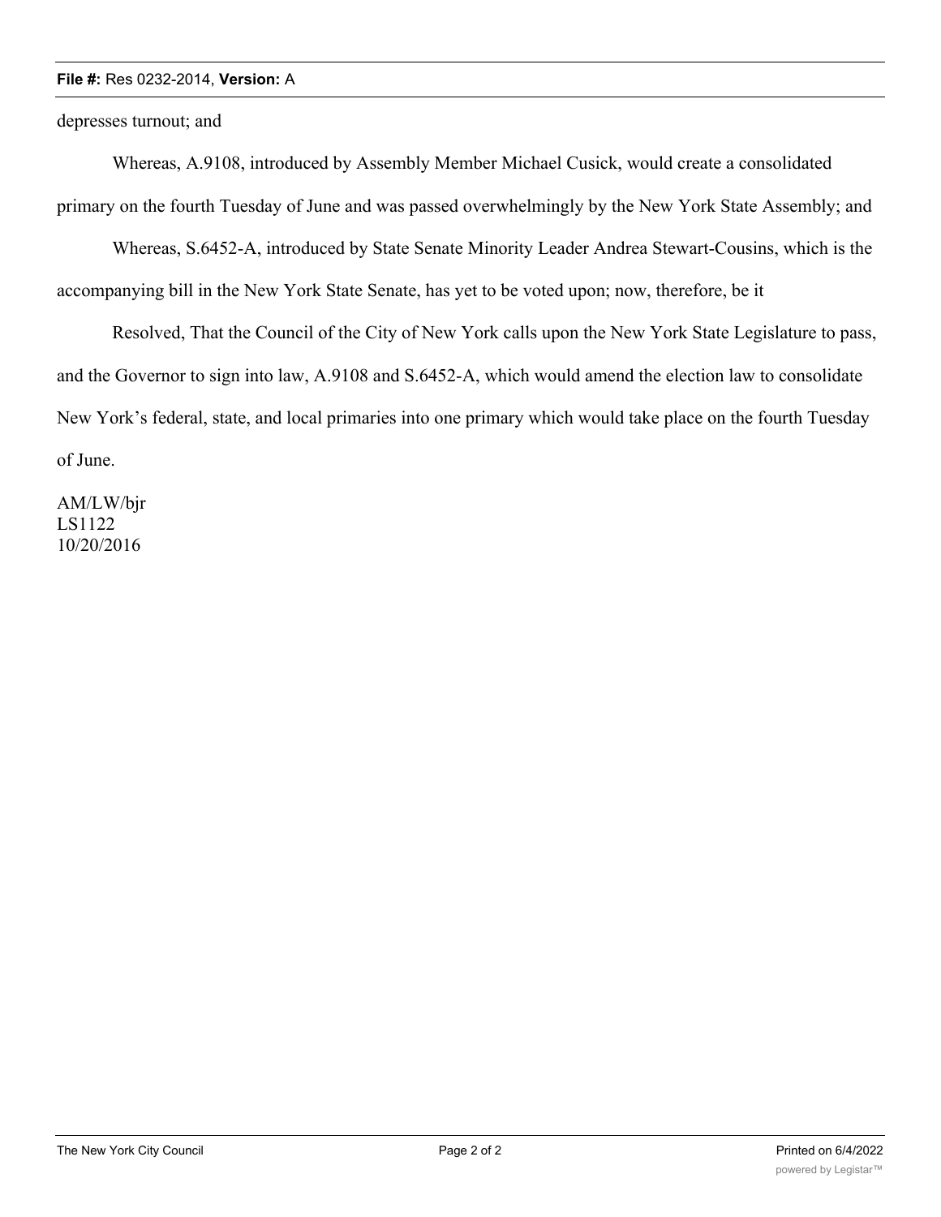depresses turnout; and

Whereas, A.9108, introduced by Assembly Member Michael Cusick, would create a consolidated primary on the fourth Tuesday of June and was passed overwhelmingly by the New York State Assembly; and

Whereas, S.6452-A, introduced by State Senate Minority Leader Andrea Stewart-Cousins, which is the accompanying bill in the New York State Senate, has yet to be voted upon; now, therefore, be it

Resolved, That the Council of the City of New York calls upon the New York State Legislature to pass, and the Governor to sign into law, A.9108 and S.6452-A, which would amend the election law to consolidate New York's federal, state, and local primaries into one primary which would take place on the fourth Tuesday of June.

AM/LW/bjr
LS1122
10/20/2016